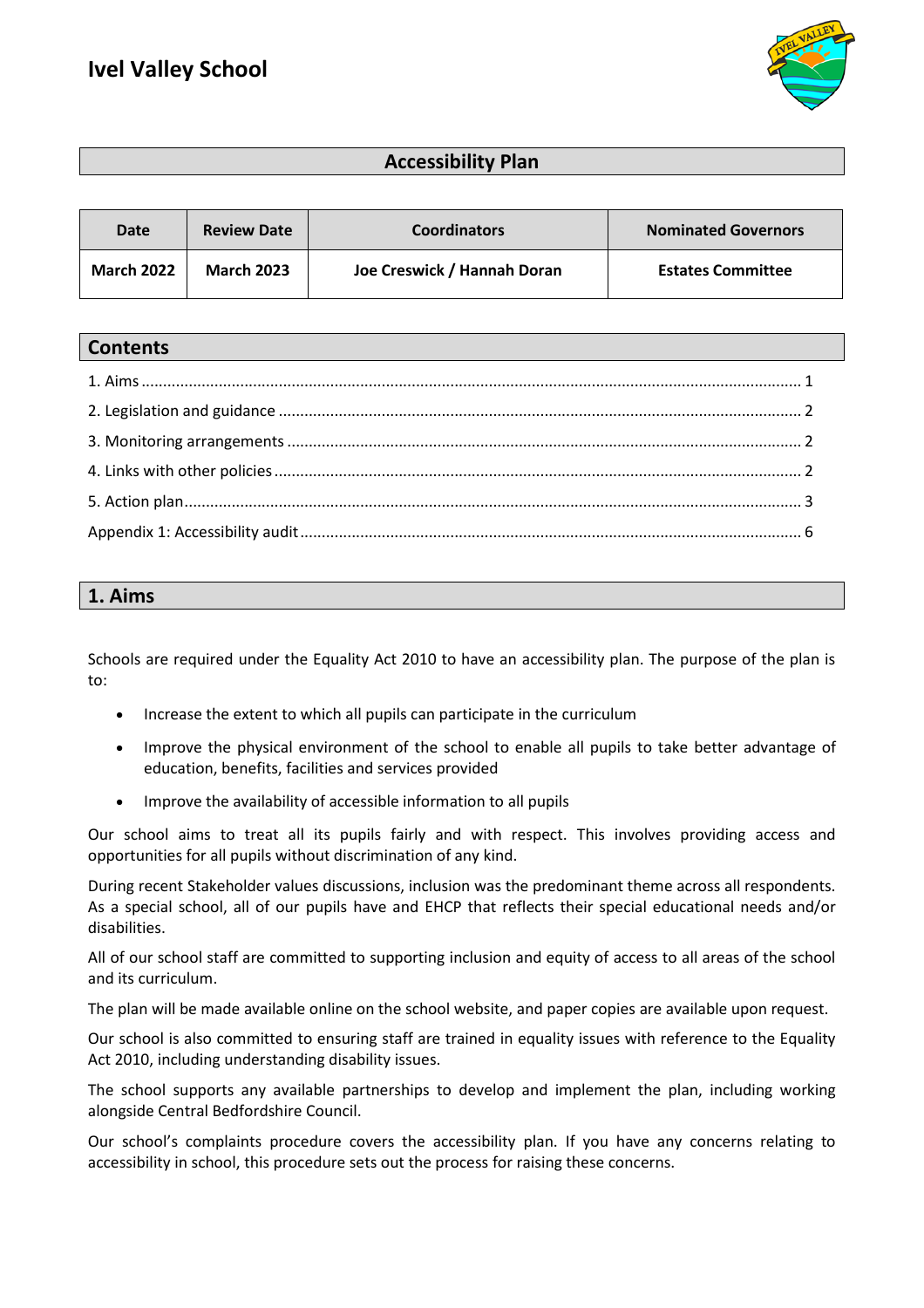# Ivel Valley School

## Accessibility Plan

| Date | Review Date | Coordinators | Nominated Governors |
|---|---|---|---|
| **March 2022** | **March 2023** | **Joe Creswick / Hannah Doran** | **Estates Committee** |

## Contents

1. Aims ........................................................................ 1
2. Legislation and guidance ........................................................................ 2
3. Monitoring arrangements ........................................................................ 2
4. Links with other policies ........................................................................ 2
5. Action plan ........................................................................ 3

Appendix 1: Accessibility audit ........................................................................ 6

## 1. Aims

Schools are required under the Equality Act 2010 to have an accessibility plan. The purpose of the plan is to:

- Increase the extent to which all pupils can participate in the curriculum
- Improve the physical environment of the school to enable all pupils to take better advantage of education, benefits, facilities and services provided
- Improve the availability of accessible information to all pupils

Our school aims to treat all its pupils fairly and with respect. This involves providing access and opportunities for all pupils without discrimination of any kind.

During recent Stakeholder values discussions, inclusion was the predominant theme across all respondents. As a special school, all of our pupils have and EHCP that reflects their special educational needs and/or disabilities.

All of our school staff are committed to supporting inclusion and equity of access to all areas of the school and its curriculum.

The plan will be made available online on the school website, and paper copies are available upon request.

Our school is also committed to ensuring staff are trained in equality issues with reference to the Equality Act 2010, including understanding disability issues.

The school supports any available partnerships to develop and implement the plan, including working alongside Central Bedfordshire Council.

Our school's complaints procedure covers the accessibility plan. If you have any concerns relating to accessibility in school, this procedure sets out the process for raising these concerns.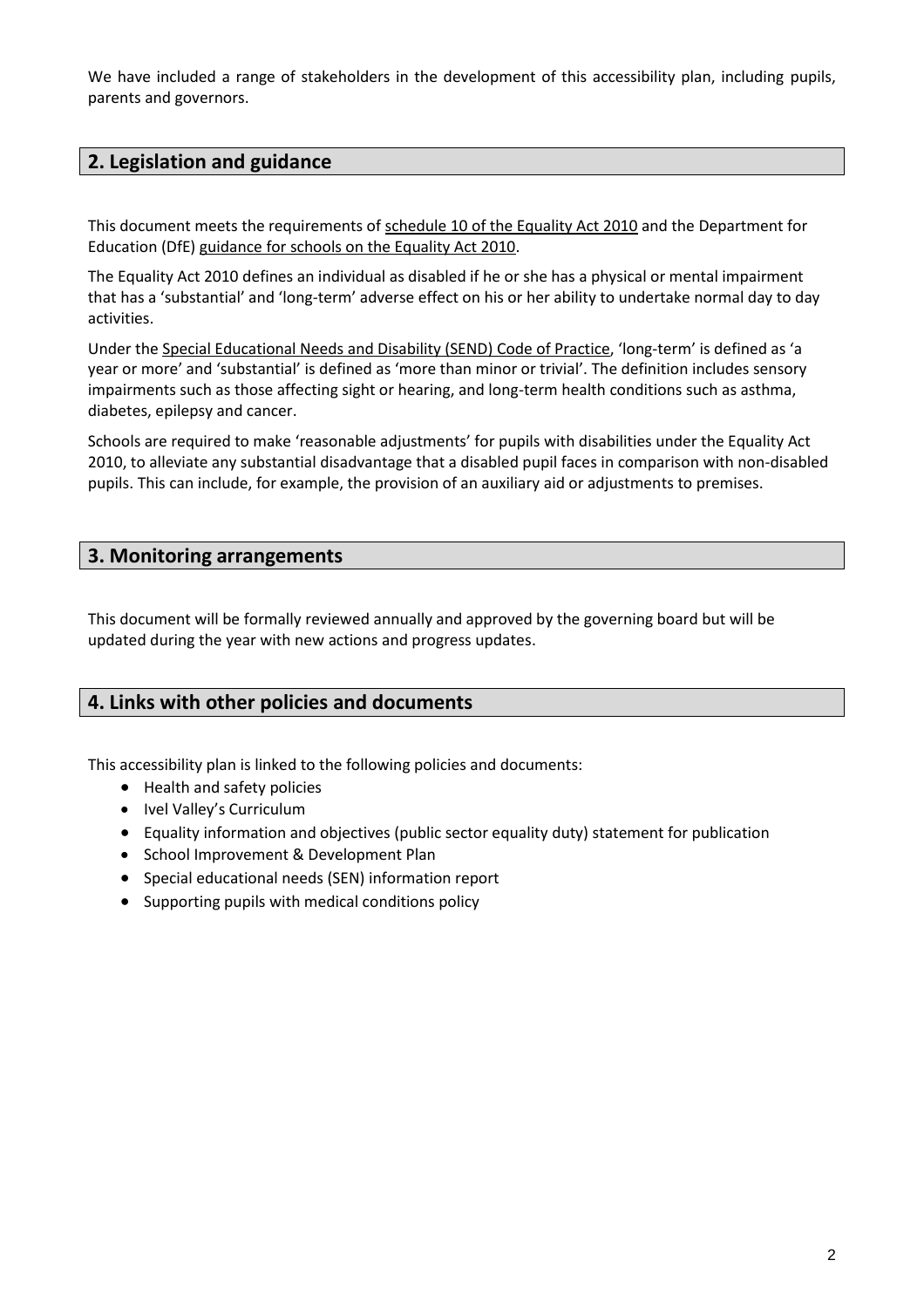We have included a range of stakeholders in the development of this accessibility plan, including pupils, parents and governors.

## 2. Legislation and guidance

This document meets the requirements of schedule 10 of the Equality Act 2010 and the Department for Education (DfE) guidance for schools on the Equality Act 2010.

The Equality Act 2010 defines an individual as disabled if he or she has a physical or mental impairment that has a 'substantial' and 'long-term' adverse effect on his or her ability to undertake normal day to day activities.

Under the Special Educational Needs and Disability (SEND) Code of Practice, 'long-term' is defined as 'a year or more' and 'substantial' is defined as 'more than minor or trivial'. The definition includes sensory impairments such as those affecting sight or hearing, and long-term health conditions such as asthma, diabetes, epilepsy and cancer.

Schools are required to make 'reasonable adjustments' for pupils with disabilities under the Equality Act 2010, to alleviate any substantial disadvantage that a disabled pupil faces in comparison with non-disabled pupils. This can include, for example, the provision of an auxiliary aid or adjustments to premises.

## 3. Monitoring arrangements

This document will be formally reviewed annually and approved by the governing board but will be updated during the year with new actions and progress updates.

## 4. Links with other policies and documents

This accessibility plan is linked to the following policies and documents:

- Health and safety policies
- Ivel Valley's Curriculum
- Equality information and objectives (public sector equality duty) statement for publication
- School Improvement & Development Plan
- Special educational needs (SEN) information report
- Supporting pupils with medical conditions policy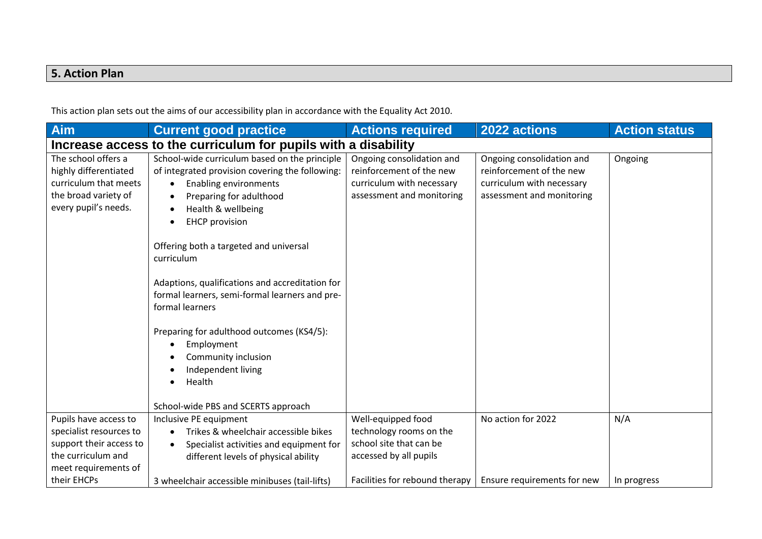## 5. Action Plan

This action plan sets out the aims of our accessibility plan in accordance with the Equality Act 2010.

| Aim | Current good practice | Actions required | 2022 actions | Action status |
|---|---|---|---|---|
| **Increase access to the curriculum for pupils with a disability** | | | | |
| The school offers a highly differentiated curriculum that meets the broad variety of every pupil's needs. | School-wide curriculum based on the principle of integrated provision covering the following:<br>• Enabling environments<br>• Preparing for adulthood<br>• Health & wellbeing<br>• EHCP provision<br><br>Offering both a targeted and universal curriculum<br><br>Adaptions, qualifications and accreditation for formal learners, semi-formal learners and pre-formal learners<br><br>Preparing for adulthood outcomes (KS4/5):<br>• Employment<br>• Community inclusion<br>• Independent living<br>• Health<br><br>School-wide PBS and SCERTS approach | Ongoing consolidation and reinforcement of the new curriculum with necessary assessment and monitoring | Ongoing consolidation and reinforcement of the new curriculum with necessary assessment and monitoring | Ongoing |
| Pupils have access to specialist resources to support their access to the curriculum and meet requirements of their EHCPs | Inclusive PE equipment<br>• Trikes & wheelchair accessible bikes<br>• Specialist activities and equipment for different levels of physical ability<br><br>3 wheelchair accessible minibuses (tail-lifts) | Well-equipped food technology rooms on the school site that can be accessed by all pupils<br><br>Facilities for rebound therapy | No action for 2022<br><br><br><br>Ensure requirements for new | N/A<br><br><br><br>In progress |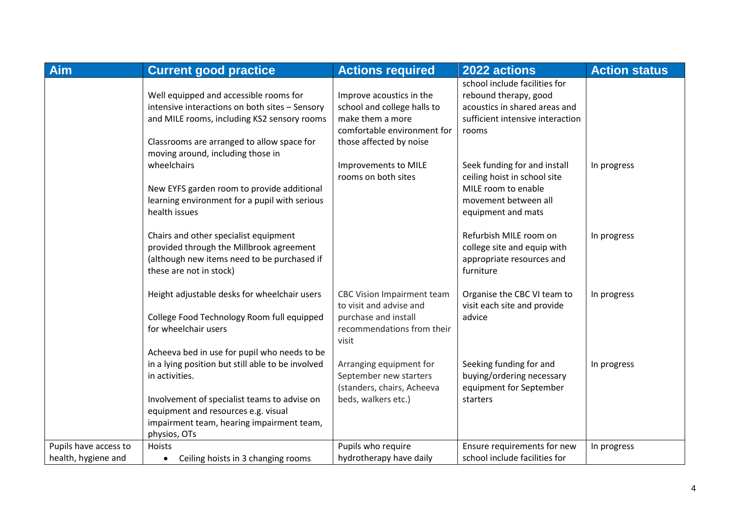| Aim | Current good practice | Actions required | 2022 actions | Action status |
|---|---|---|---|---|
| | Well equipped and accessible rooms for intensive interactions on both sites – Sensory and MILE rooms, including KS2 sensory rooms<br><br>Classrooms are arranged to allow space for moving around, including those in wheelchairs<br><br>New EYFS garden room to provide additional learning environment for a pupil with serious health issues<br><br>Chairs and other specialist equipment provided through the Millbrook agreement (although new items need to be purchased if these are not in stock)<br><br>Height adjustable desks for wheelchair users<br><br>College Food Technology Room full equipped for wheelchair users<br><br>Acheeva bed in use for pupil who needs to be in a lying position but still able to be involved in activities.<br><br>Involvement of specialist teams to advise on equipment and resources e.g. visual impairment team, hearing impairment team, physios, OTs | Improve acoustics in the school and college halls to make them a more comfortable environment for those affected by noise<br><br>Improvements to MILE rooms on both sites<br><br>CBC Vision Impairment team to visit and advise and purchase and install recommendations from their visit<br><br>Arranging equipment for September new starters (standers, chairs, Acheeva beds, walkers etc.) | school include facilities for rebound therapy, good acoustics in shared areas and sufficient intensive interaction rooms<br><br>Seek funding for and install ceiling hoist in school site MILE room to enable movement between all equipment and mats<br><br>Refurbish MILE room on college site and equip with appropriate resources and furniture<br><br>Organise the CBC VI team to visit each site and provide advice<br><br>Seeking funding for and buying/ordering necessary equipment for September starters | <br><br><br><br><br>In progress<br><br><br><br><br>In progress<br><br><br><br>In progress<br><br><br><br>In progress |
| Pupils have access to health, hygiene and | Hoists<br>• Ceiling hoists in 3 changing rooms | Pupils who require hydrotherapy have daily | Ensure requirements for new school include facilities for | In progress |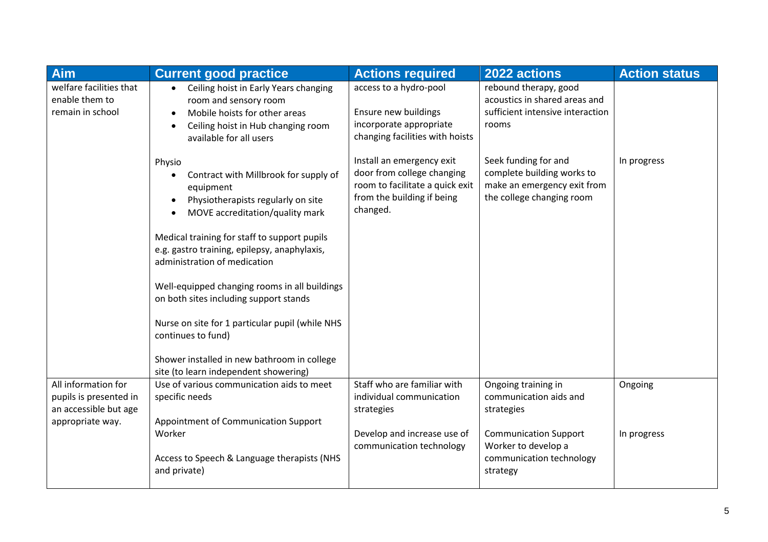| Aim | Current good practice | Actions required | 2022 actions | Action status |
|---|---|---|---|---|
| welfare facilities that enable them to remain in school | • Ceiling hoist in Early Years changing room and sensory room<br>• Mobile hoists for other areas<br>• Ceiling hoist in Hub changing room available for all users<br><br>Physio<br>• Contract with Millbrook for supply of equipment<br>• Physiotherapists regularly on site<br>• MOVE accreditation/quality mark<br><br>Medical training for staff to support pupils e.g. gastro training, epilepsy, anaphylaxis, administration of medication<br><br>Well-equipped changing rooms in all buildings on both sites including support stands<br><br>Nurse on site for 1 particular pupil (while NHS continues to fund)<br><br>Shower installed in new bathroom in college site (to learn independent showering) | access to a hydro-pool<br><br>Ensure new buildings incorporate appropriate changing facilities with hoists<br><br>Install an emergency exit door from college changing room to facilitate a quick exit from the building if being changed. | rebound therapy, good acoustics in shared areas and sufficient intensive interaction rooms<br><br>Seek funding for and complete building works to make an emergency exit from the college changing room | <br><br><br><br>In progress |
| All information for pupils is presented in an accessible but age appropriate way. | Use of various communication aids to meet specific needs<br><br>Appointment of Communication Support Worker<br><br>Access to Speech & Language therapists (NHS and private) | Staff who are familiar with individual communication strategies<br><br>Develop and increase use of communication technology | Ongoing training in communication aids and strategies<br><br>Communication Support Worker to develop a communication technology strategy | Ongoing<br><br>In progress |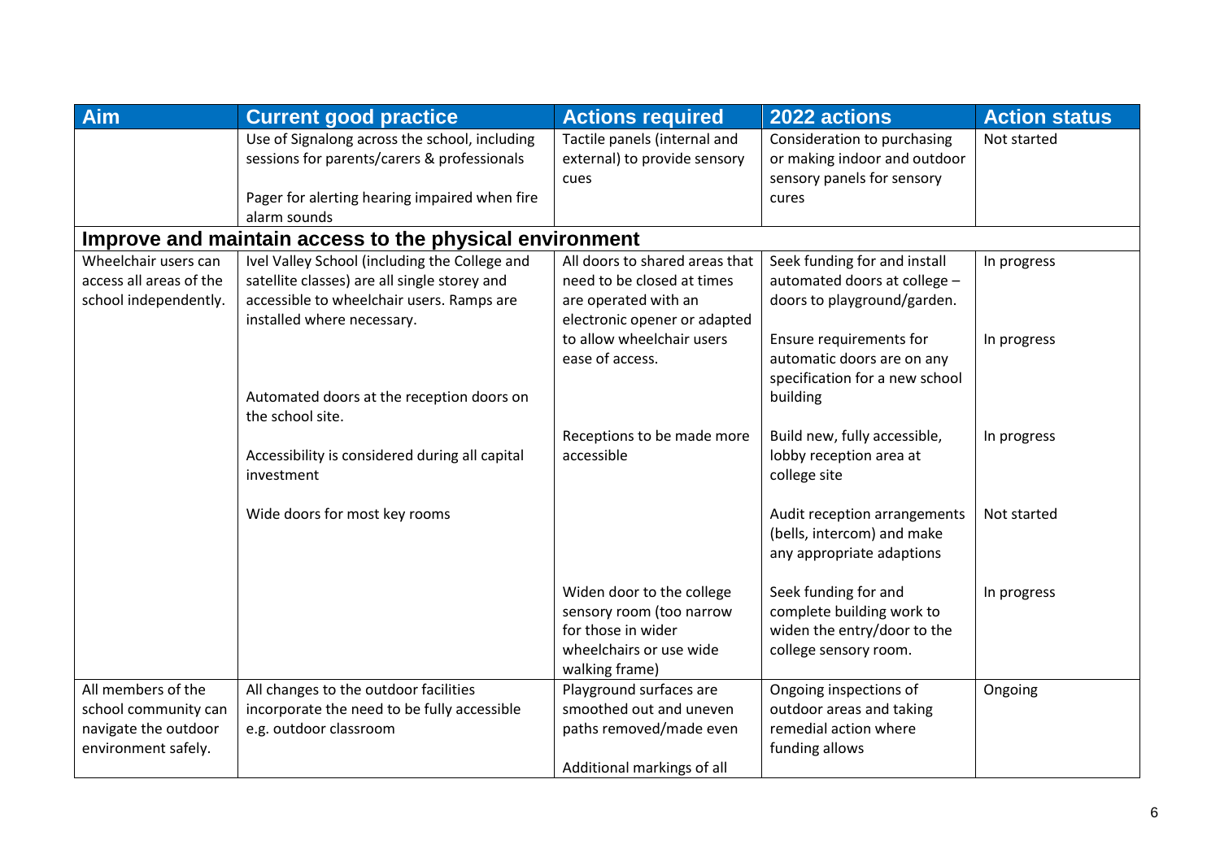| Aim | Current good practice | Actions required | 2022 actions | Action status |
|---|---|---|---|---|
| | Use of Signalong across the school, including sessions for parents/carers & professionals<br><br>Pager for alerting hearing impaired when fire alarm sounds | Tactile panels (internal and external) to provide sensory cues | Consideration to purchasing or making indoor and outdoor sensory panels for sensory cures | Not started |
| **Improve and maintain access to the physical environment** | | | | |
| Wheelchair users can access all areas of the school independently. | Ivel Valley School (including the College and satellite classes) are all single storey and accessible to wheelchair users. Ramps are installed where necessary.<br><br>Automated doors at the reception doors on the school site.<br><br>Accessibility is considered during all capital investment<br><br>Wide doors for most key rooms | All doors to shared areas that need to be closed at times are operated with an electronic opener or adapted to allow wheelchair users ease of access. | Seek funding for and install automated doors at college – doors to playground/garden. | In progress |
| | | | Ensure requirements for automatic doors are on any specification for a new school building | In progress |
| | | Receptions to be made more accessible | Build new, fully accessible, lobby reception area at college site | In progress |
| | | | Audit reception arrangements (bells, intercom) and make any appropriate adaptions | Not started |
| | | Widen door to the college sensory room (too narrow for those in wider wheelchairs or use wide walking frame) | Seek funding for and complete building work to widen the entry/door to the college sensory room. | In progress |
| All members of the school community can navigate the outdoor environment safely. | All changes to the outdoor facilities incorporate the need to be fully accessible e.g. outdoor classroom | Playground surfaces are smoothed out and uneven paths removed/made even<br><br>Additional markings of all | Ongoing inspections of outdoor areas and taking remedial action where funding allows | Ongoing |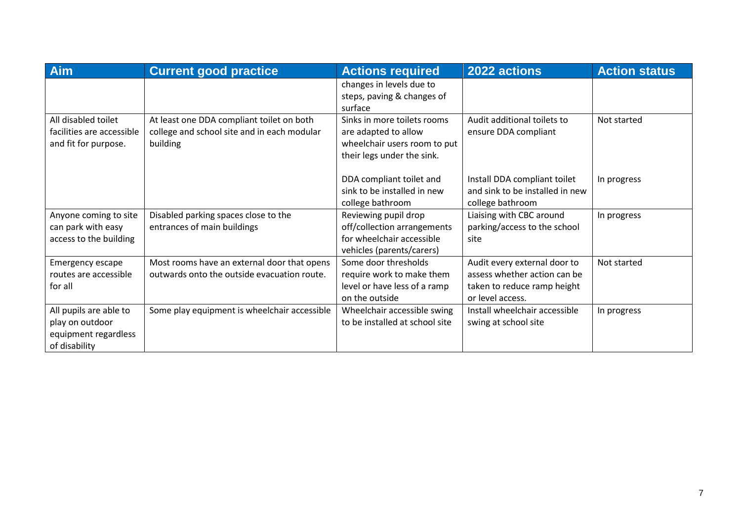| Aim | Current good practice | Actions required | 2022 actions | Action status |
|---|---|---|---|---|
| | | changes in levels due to steps, paving & changes of surface | | |
| All disabled toilet facilities are accessible and fit for purpose. | At least one DDA compliant toilet on both college and school site and in each modular building | Sinks in more toilets rooms are adapted to allow wheelchair users room to put their legs under the sink. | Audit additional toilets to ensure DDA compliant | Not started |
| | | DDA compliant toilet and sink to be installed in new college bathroom | Install DDA compliant toilet and sink to be installed in new college bathroom | In progress |
| Anyone coming to site can park with easy access to the building | Disabled parking spaces close to the entrances of main buildings | Reviewing pupil drop off/collection arrangements for wheelchair accessible vehicles (parents/carers) | Liaising with CBC around parking/access to the school site | In progress |
| Emergency escape routes are accessible for all | Most rooms have an external door that opens outwards onto the outside evacuation route. | Some door thresholds require work to make them level or have less of a ramp on the outside | Audit every external door to assess whether action can be taken to reduce ramp height or level access. | Not started |
| All pupils are able to play on outdoor equipment regardless of disability | Some play equipment is wheelchair accessible | Wheelchair accessible swing to be installed at school site | Install wheelchair accessible swing at school site | In progress |